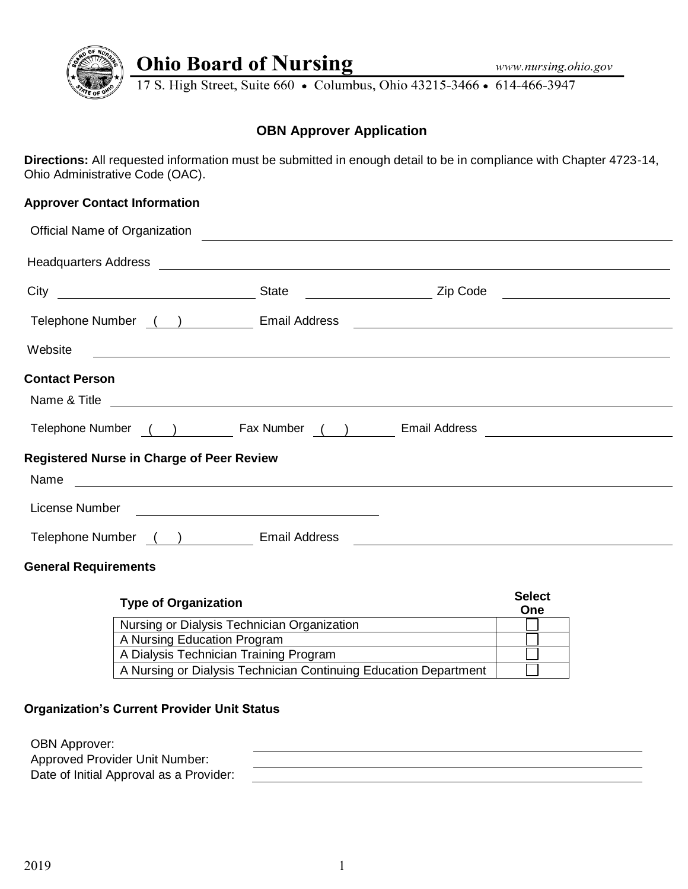**Ohio Board of Nursing**

www.nursing.ohio.gov

17 S. High Street, Suite 660 • Columbus, Ohio 43215-3466 • 614-466-3947

# OBN Approver Application

**Directions:** All requested information must be submitted in enough detail to be in compliance with Chapter 4723-14, Ohio Administrative Code (OAC).

### Approver Contact Information

Official Name of Organization ______________________________

Headquarters Address ______________________________

City ______________ State ______________ Zip Code ______________

Telephone Number ( ) ______________ Email Address ______________________________

Website ______________________________

### Contact Person

Name & Title ______________________________

Telephone Number ( ) ______________ Fax Number ( ) ______________ Email Address ______________________________

### Registered Nurse in Charge of Peer Review

Name ______________________________

License Number ______________________________

Telephone Number ( ) ______________ Email Address ______________________________

### General Requirements

| Type of Organization | Select One |
| --- | --- |
| Nursing or Dialysis Technician Organization | ☐ |
| A Nursing Education Program | ☐ |
| A Dialysis Technician Training Program | ☐ |
| A Nursing or Dialysis Technician Continuing Education Department | ☐ |

### Organization's Current Provider Unit Status

OBN Approver: ______________________________

Approved Provider Unit Number: ______________________________

Date of Initial Approval as a Provider: ______________________________

2019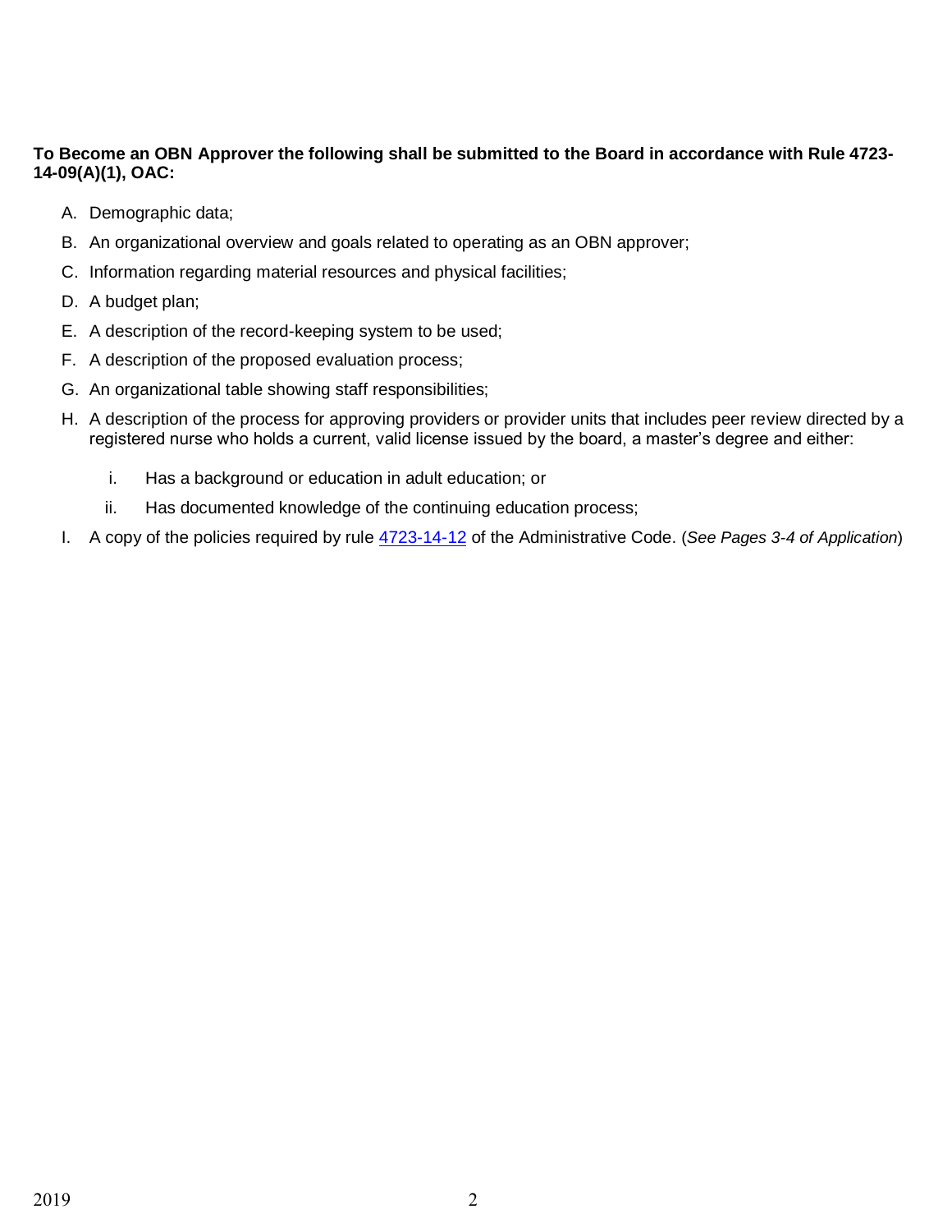**To Become an OBN Approver the following shall be submitted to the Board in accordance with Rule 4723-14-09(A)(1), OAC:**

A. Demographic data;

B. An organizational overview and goals related to operating as an OBN approver;

C. Information regarding material resources and physical facilities;

D. A budget plan;

E. A description of the record-keeping system to be used;

F. A description of the proposed evaluation process;

G. An organizational table showing staff responsibilities;

H. A description of the process for approving providers or provider units that includes peer review directed by a registered nurse who holds a current, valid license issued by the board, a master's degree and either:

   i. Has a background or education in adult education; or

   ii. Has documented knowledge of the continuing education process;

I. A copy of the policies required by rule 4723-14-12 of the Administrative Code. (*See Pages 3-4 of Application*)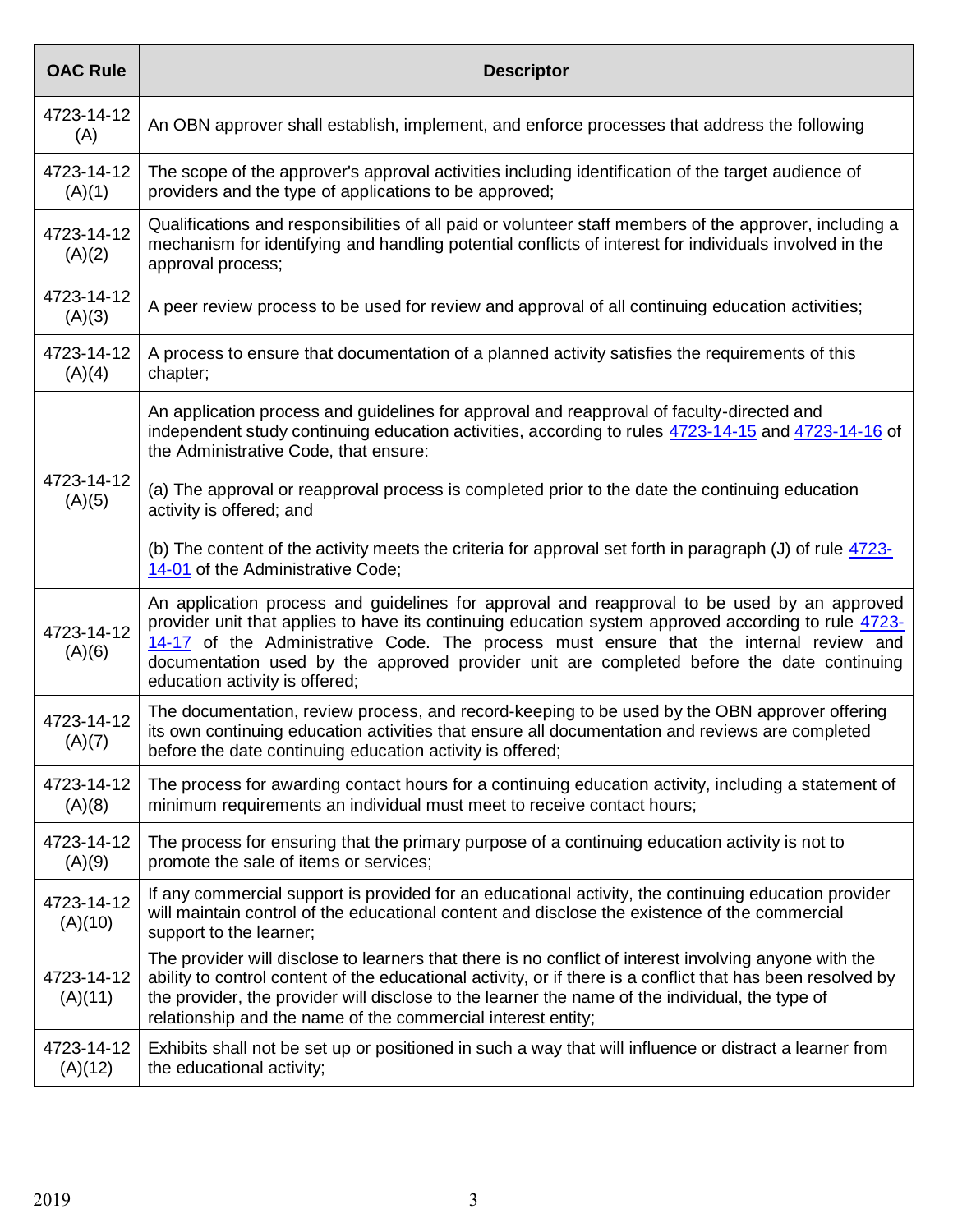| OAC Rule | Descriptor |
|---|---|
| 4723-14-12 (A) | An OBN approver shall establish, implement, and enforce processes that address the following |
| 4723-14-12 (A)(1) | The scope of the approver's approval activities including identification of the target audience of providers and the type of applications to be approved; |
| 4723-14-12 (A)(2) | Qualifications and responsibilities of all paid or volunteer staff members of the approver, including a mechanism for identifying and handling potential conflicts of interest for individuals involved in the approval process; |
| 4723-14-12 (A)(3) | A peer review process to be used for review and approval of all continuing education activities; |
| 4723-14-12 (A)(4) | A process to ensure that documentation of a planned activity satisfies the requirements of this chapter; |
| 4723-14-12 (A)(5) | An application process and guidelines for approval and reapproval of faculty-directed and independent study continuing education activities, according to rules 4723-14-15 and 4723-14-16 of the Administrative Code, that ensure:<br><br>(a) The approval or reapproval process is completed prior to the date the continuing education activity is offered; and<br><br>(b) The content of the activity meets the criteria for approval set forth in paragraph (J) of rule 4723-14-01 of the Administrative Code; |
| 4723-14-12 (A)(6) | An application process and guidelines for approval and reapproval to be used by an approved provider unit that applies to have its continuing education system approved according to rule 4723-14-17 of the Administrative Code. The process must ensure that the internal review and documentation used by the approved provider unit are completed before the date continuing education activity is offered; |
| 4723-14-12 (A)(7) | The documentation, review process, and record-keeping to be used by the OBN approver offering its own continuing education activities that ensure all documentation and reviews are completed before the date continuing education activity is offered; |
| 4723-14-12 (A)(8) | The process for awarding contact hours for a continuing education activity, including a statement of minimum requirements an individual must meet to receive contact hours; |
| 4723-14-12 (A)(9) | The process for ensuring that the primary purpose of a continuing education activity is not to promote the sale of items or services; |
| 4723-14-12 (A)(10) | If any commercial support is provided for an educational activity, the continuing education provider will maintain control of the educational content and disclose the existence of the commercial support to the learner; |
| 4723-14-12 (A)(11) | The provider will disclose to learners that there is no conflict of interest involving anyone with the ability to control content of the educational activity, or if there is a conflict that has been resolved by the provider, the provider will disclose to the learner the name of the individual, the type of relationship and the name of the commercial interest entity; |
| 4723-14-12 (A)(12) | Exhibits shall not be set up or positioned in such a way that will influence or distract a learner from the educational activity; |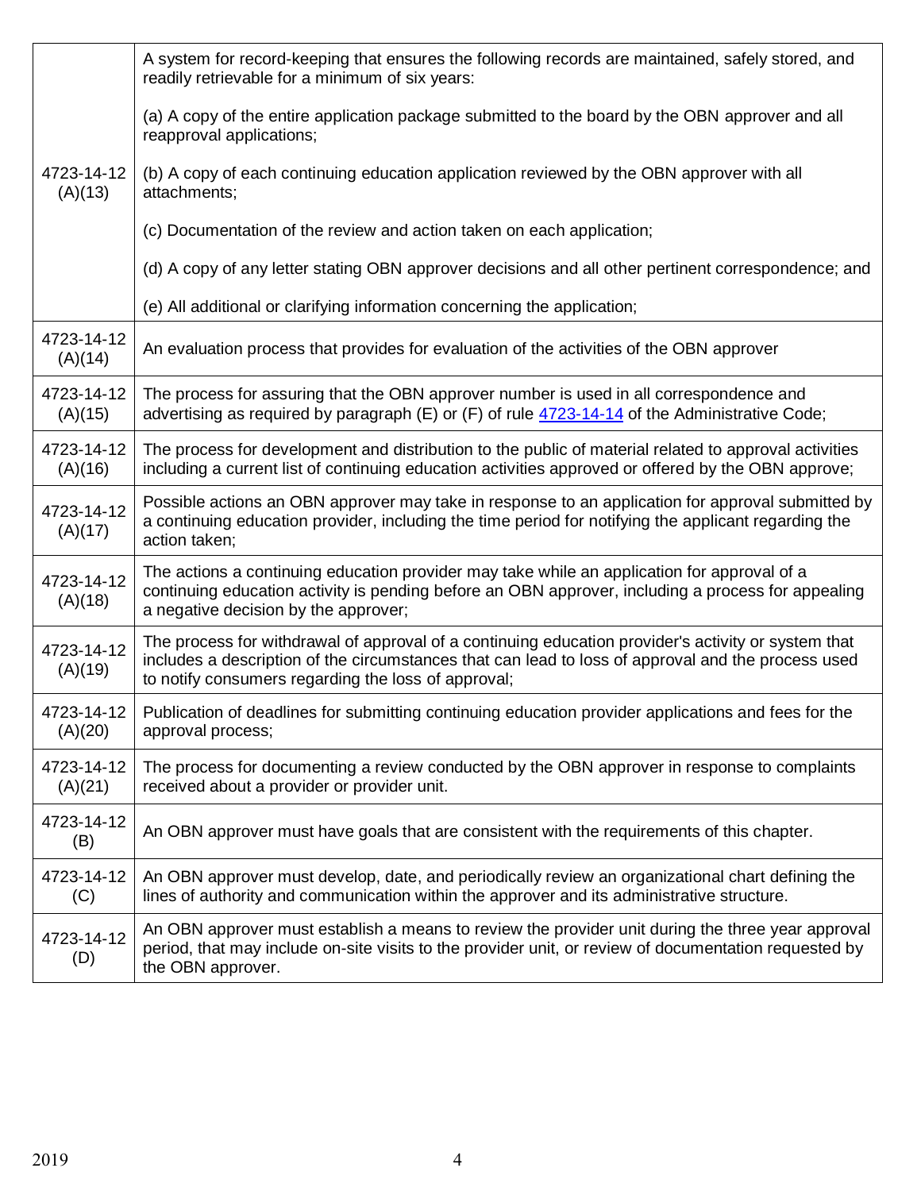| | |
|---|---|
| 4723-14-12 (A)(13) | A system for record-keeping that ensures the following records are maintained, safely stored, and readily retrievable for a minimum of six years:<br><br>(a) A copy of the entire application package submitted to the board by the OBN approver and all reapproval applications;<br><br>(b) A copy of each continuing education application reviewed by the OBN approver with all attachments;<br><br>(c) Documentation of the review and action taken on each application;<br><br>(d) A copy of any letter stating OBN approver decisions and all other pertinent correspondence; and<br><br>(e) All additional or clarifying information concerning the application; |
| 4723-14-12 (A)(14) | An evaluation process that provides for evaluation of the activities of the OBN approver |
| 4723-14-12 (A)(15) | The process for assuring that the OBN approver number is used in all correspondence and advertising as required by paragraph (E) or (F) of rule 4723-14-14 of the Administrative Code; |
| 4723-14-12 (A)(16) | The process for development and distribution to the public of material related to approval activities including a current list of continuing education activities approved or offered by the OBN approve; |
| 4723-14-12 (A)(17) | Possible actions an OBN approver may take in response to an application for approval submitted by a continuing education provider, including the time period for notifying the applicant regarding the action taken; |
| 4723-14-12 (A)(18) | The actions a continuing education provider may take while an application for approval of a continuing education activity is pending before an OBN approver, including a process for appealing a negative decision by the approver; |
| 4723-14-12 (A)(19) | The process for withdrawal of approval of a continuing education provider's activity or system that includes a description of the circumstances that can lead to loss of approval and the process used to notify consumers regarding the loss of approval; |
| 4723-14-12 (A)(20) | Publication of deadlines for submitting continuing education provider applications and fees for the approval process; |
| 4723-14-12 (A)(21) | The process for documenting a review conducted by the OBN approver in response to complaints received about a provider or provider unit. |
| 4723-14-12 (B) | An OBN approver must have goals that are consistent with the requirements of this chapter. |
| 4723-14-12 (C) | An OBN approver must develop, date, and periodically review an organizational chart defining the lines of authority and communication within the approver and its administrative structure. |
| 4723-14-12 (D) | An OBN approver must establish a means to review the provider unit during the three year approval period, that may include on-site visits to the provider unit, or review of documentation requested by the OBN approver. |

2019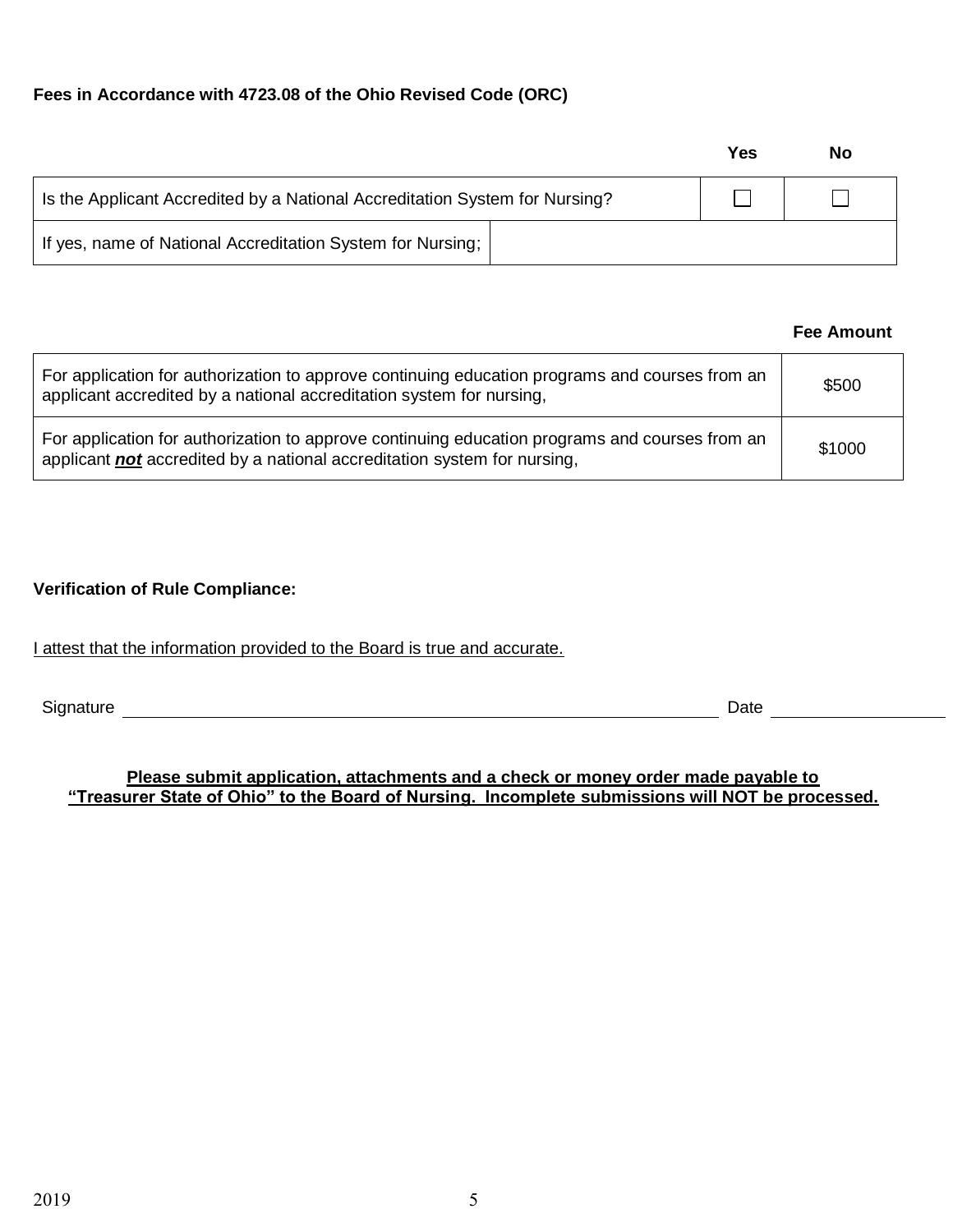**Fees in Accordance with 4723.08 of the Ohio Revised Code (ORC)**

| | | Yes | No |
|---|---|---|---|
| Is the Applicant Accredited by a National Accreditation System for Nursing? | | ☐ | ☐ |
| If yes, name of National Accreditation System for Nursing; | | | |

| | Fee Amount |
|---|---|
| For application for authorization to approve continuing education programs and courses from an applicant accredited by a national accreditation system for nursing, | $500 |
| For application for authorization to approve continuing education programs and courses from an applicant ***not*** accredited by a national accreditation system for nursing, | $1000 |

**Verification of Rule Compliance:**

I attest that the information provided to the Board is true and accurate.

Signature \_\_\_\_\_\_\_\_\_\_\_\_\_\_\_\_\_\_\_\_\_\_\_\_\_\_\_\_\_\_\_\_\_\_\_\_\_\_\_\_\_\_\_\_\_\_ Date \_\_\_\_\_\_\_\_\_\_\_\_\_\_

**Please submit application, attachments and a check or money order made payable to "Treasurer State of Ohio" to the Board of Nursing. Incomplete submissions will NOT be processed.**

2019